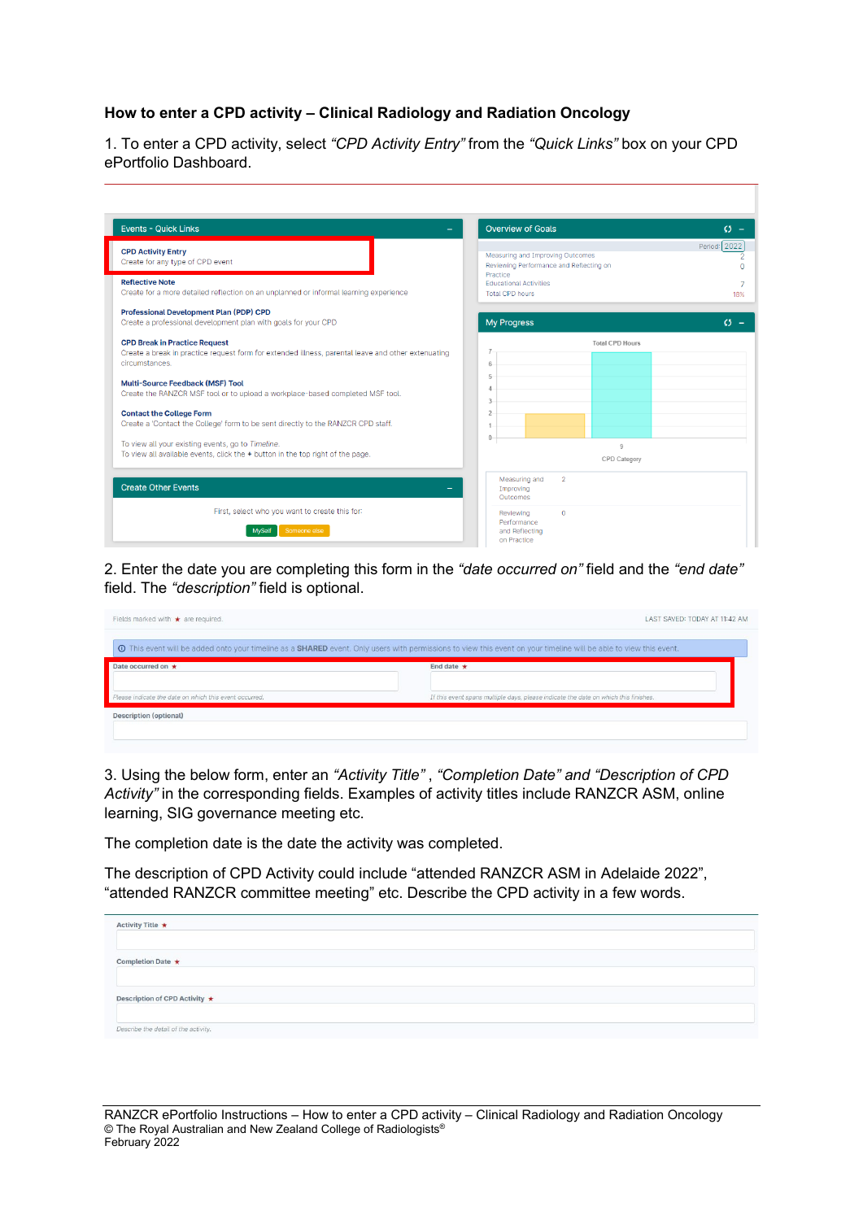**How to enter a CPD activity – Clinical Radiology and Radiation Oncology**

1. To enter a CPD activity, select *"CPD Activity Entry"* from the *"Quick Links"* box on your CPD ePortfolio Dashboard.

2. Enter the date you are completing this form in the *"date occurred on"* field and the *"end date"* field. The *"description"* field is optional.

3. Using the below form, enter an *"Activity Title"* , *"Completion Date" and "Description of CPD Activity"* in the corresponding fields. Examples of activity titles include RANZCR ASM, online learning, SIG governance meeting etc.

The completion date is the date the activity was completed.

The description of CPD Activity could include "attended RANZCR ASM in Adelaide 2022", "attended RANZCR committee meeting" etc. Describe the CPD activity in a few words.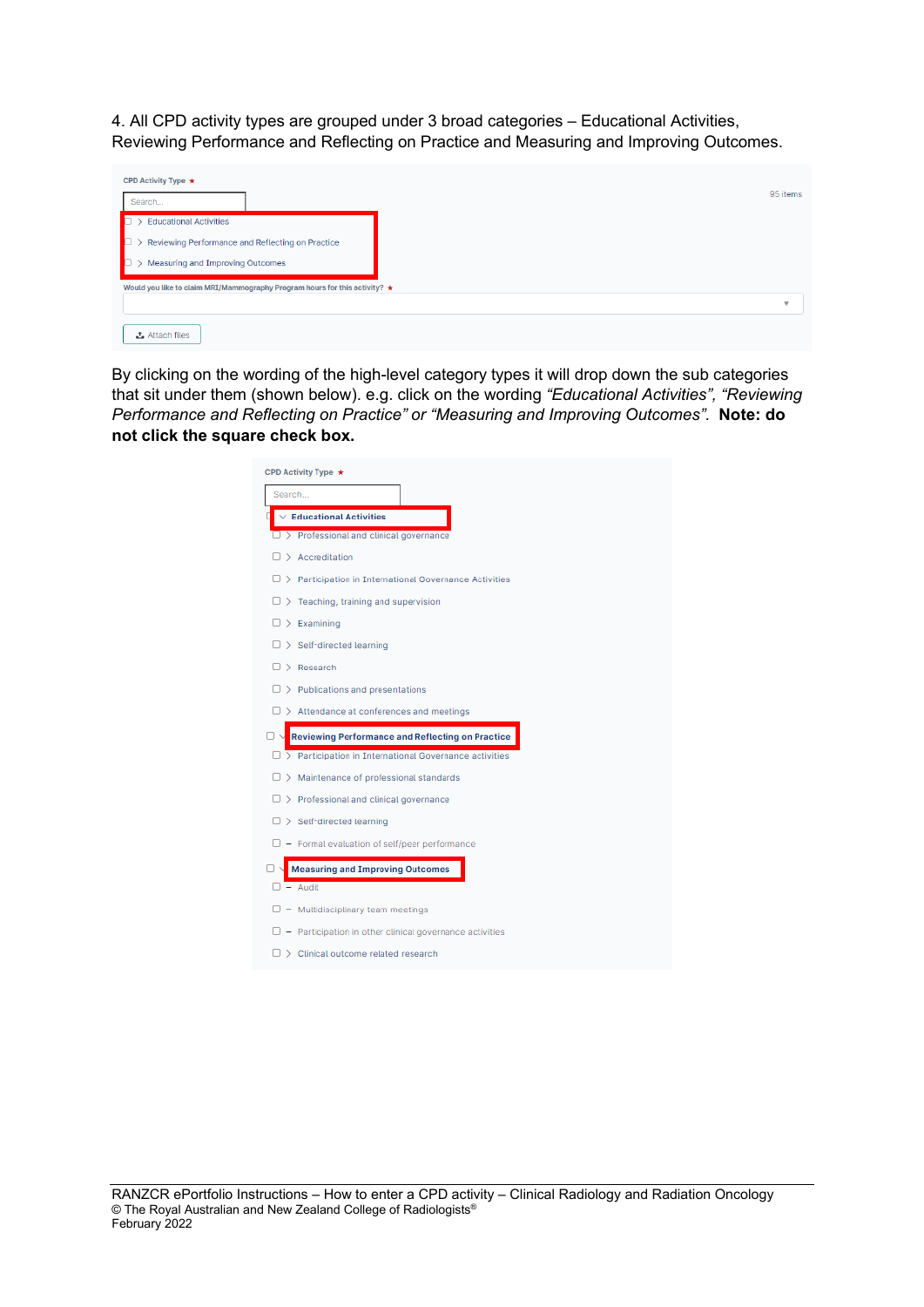4. All CPD activity types are grouped under 3 broad categories – Educational Activities, Reviewing Performance and Reflecting on Practice and Measuring and Improving Outcomes.

CPD Activity Type *

Search...

95 items

- Educational Activities
- Reviewing Performance and Reflecting on Practice
- Measuring and Improving Outcomes

Would you like to claim MRI/Mammography Program hours for this activity? *

Attach files

By clicking on the wording of the high-level category types it will drop down the sub categories that sit under them (shown below). e.g. click on the wording *"Educational Activities", "Reviewing Performance and Reflecting on Practice" or "Measuring and Improving Outcomes"*. **Note: do not click the square check box.**

CPD Activity Type *

Search...

- Educational Activities
  - Professional and clinical governance
  - Accreditation
  - Participation in International Governance Activities
  - Teaching, training and supervision
  - Examining
  - Self-directed learning
  - Research
  - Publications and presentations
  - Attendance at conferences and meetings
- Reviewing Performance and Reflecting on Practice
  - Participation in International Governance activities
  - Maintenance of professional standards
  - Professional and clinical governance
  - Self-directed learning
  - Formal evaluation of self/peer performance
- Measuring and Improving Outcomes
  - Audit
  - Multidisciplinary team meetings
  - Participation in other clinical governance activities
  - Clinical outcome related research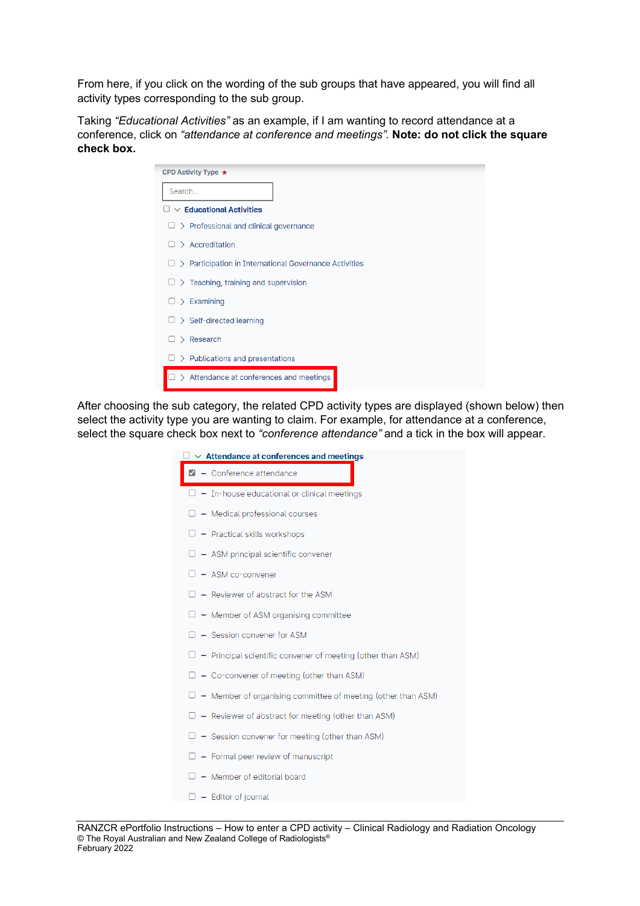From here, if you click on the wording of the sub groups that have appeared, you will find all activity types corresponding to the sub group.

Taking *"Educational Activities"* as an example, if I am wanting to record attendance at a conference, click on *"attendance at conference and meetings"*. **Note: do not click the square check box.**

CPD Activity Type *

Search...

- Educational Activities
  - Professional and clinical governance
  - Accreditation
  - Participation in International Governance Activities
  - Teaching, training and supervision
  - Examining
  - Self-directed learning
  - Research
  - Publications and presentations
  - Attendance at conferences and meetings

After choosing the sub category, the related CPD activity types are displayed (shown below) then select the activity type you are wanting to claim. For example, for attendance at a conference, select the square check box next to *"conference attendance"* and a tick in the box will appear.

- Attendance at conferences and meetings
  - Conference attendance
  - In-house educational or clinical meetings
  - Medical professional courses
  - Practical skills workshops
  - ASM principal scientific convener
  - ASM co-convener
  - Reviewer of abstract for the ASM
  - Member of ASM organising committee
  - Session convener for ASM
  - Principal scientific convener of meeting (other than ASM)
  - Co-convener of meeting (other than ASM)
  - Member of organising committee of meeting (other than ASM)
  - Reviewer of abstract for meeting (other than ASM)
  - Session convener for meeting (other than ASM)
  - Formal peer review of manuscript
  - Member of editorial board
  - Editor of journal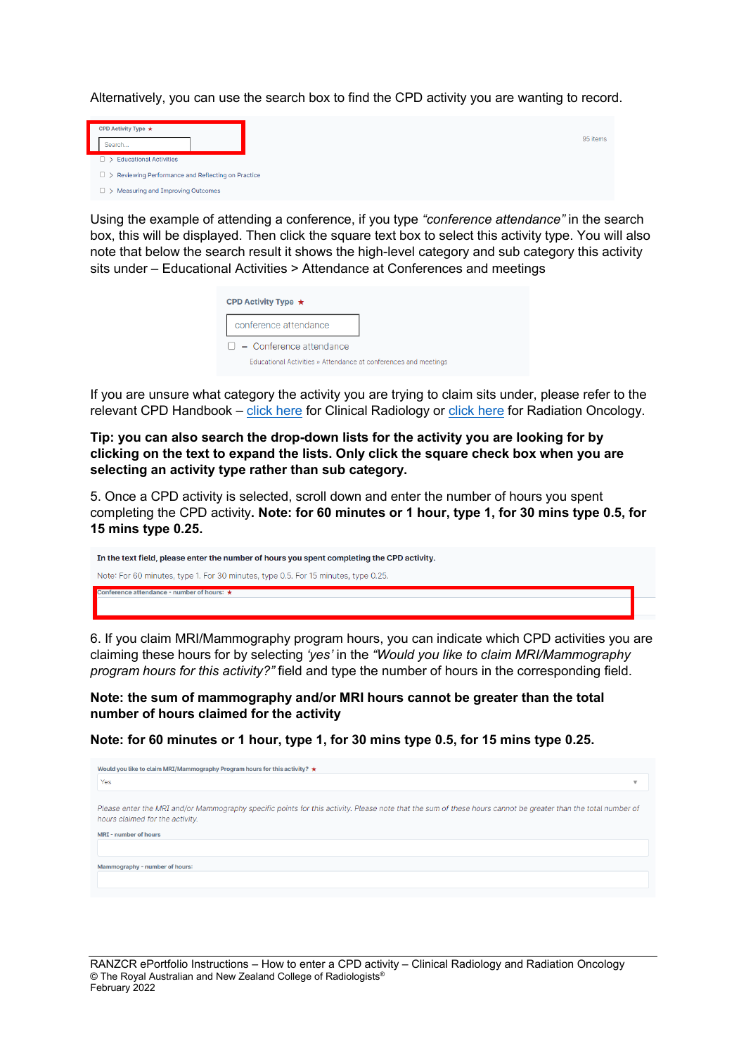Alternatively, you can use the search box to find the CPD activity you are wanting to record.

CPD Activity Type *

Search...

95 items

- > Educational Activities
- > Reviewing Performance and Reflecting on Practice
- > Measuring and Improving Outcomes

Using the example of attending a conference, if you type *"conference attendance"* in the search box, this will be displayed. Then click the square text box to select this activity type. You will also note that below the search result it shows the high-level category and sub category this activity sits under – Educational Activities > Attendance at Conferences and meetings

CPD Activity Type *

conference attendance

- – Conference attendance

Educational Activities » Attendance at conferences and meetings

If you are unsure what category the activity you are trying to claim sits under, please refer to the relevant CPD Handbook – click here for Clinical Radiology or click here for Radiation Oncology.

**Tip: you can also search the drop-down lists for the activity you are looking for by clicking on the text to expand the lists. Only click the square check box when you are selecting an activity type rather than sub category.**

5. Once a CPD activity is selected, scroll down and enter the number of hours you spent completing the CPD activity**. Note: for 60 minutes or 1 hour, type 1, for 30 mins type 0.5, for 15 mins type 0.25.**

**In the text field, please enter the number of hours you spent completing the CPD activity.**

Note: For 60 minutes, type 1. For 30 minutes, type 0.5. For 15 minutes, type 0.25.

Conference attendance - number of hours: *

6. If you claim MRI/Mammography program hours, you can indicate which CPD activities you are claiming these hours for by selecting *'yes'* in the *"Would you like to claim MRI/Mammography program hours for this activity?"* field and type the number of hours in the corresponding field.

**Note: the sum of mammography and/or MRI hours cannot be greater than the total number of hours claimed for the activity**

**Note: for 60 minutes or 1 hour, type 1, for 30 mins type 0.5, for 15 mins type 0.25.**

Would you like to claim MRI/Mammography Program hours for this activity? *

Yes

*Please enter the MRI and/or Mammography specific points for this activity. Please note that the sum of these hours cannot be greater than the total number of hours claimed for the activity.*

MRI - number of hours

Mammography - number of hours: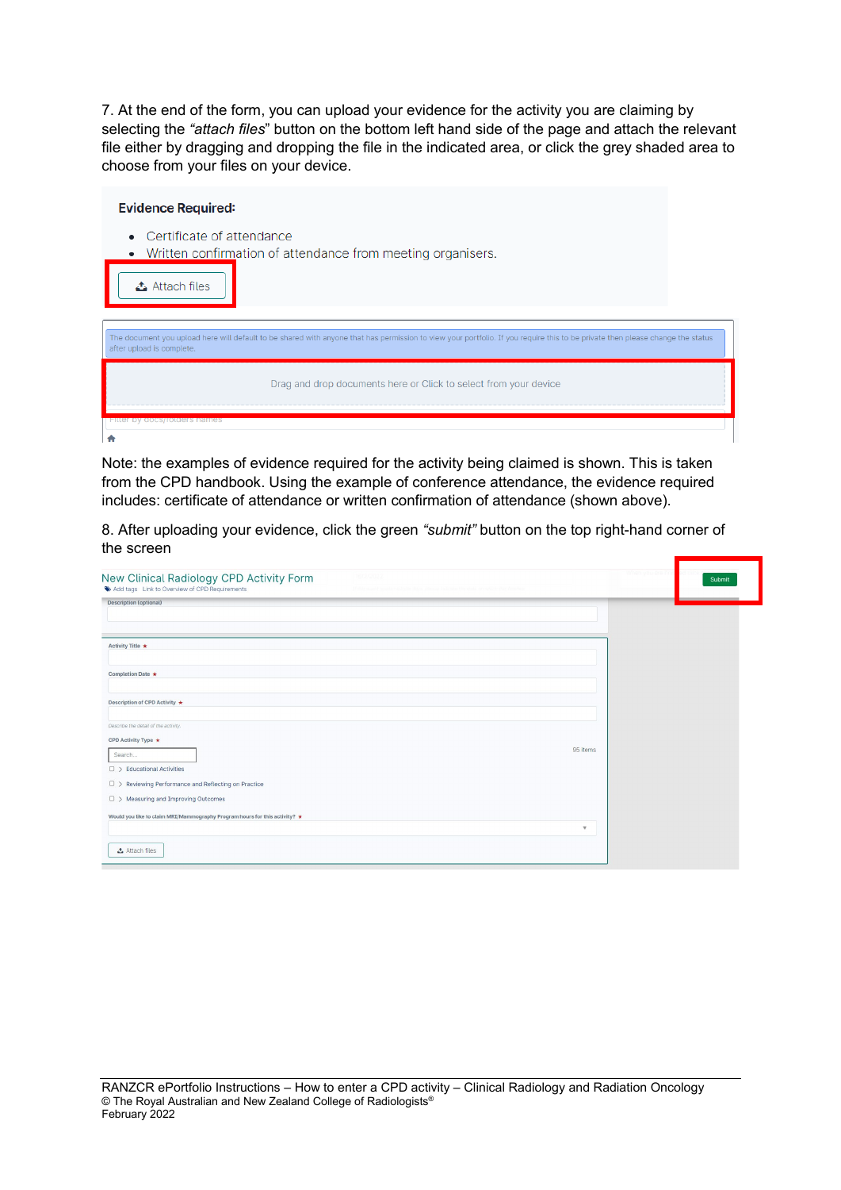7. At the end of the form, you can upload your evidence for the activity you are claiming by selecting the *"attach files"* button on the bottom left hand side of the page and attach the relevant file either by dragging and dropping the file in the indicated area, or click the grey shaded area to choose from your files on your device.

**Evidence Required:**

- Certificate of attendance
- Written confirmation of attendance from meeting organisers.

Attach files

The document you upload here will default to be shared with anyone that has permission to view your portfolio. If you require this to be private then please change the status after upload is complete.

Drag and drop documents here or Click to select from your device

Note: the examples of evidence required for the activity being claimed is shown. This is taken from the CPD handbook. Using the example of conference attendance, the evidence required includes: certificate of attendance or written confirmation of attendance (shown above).

8. After uploading your evidence, click the green *"submit"* button on the top right-hand corner of the screen

New Clinical Radiology CPD Activity Form

Add tags Link to Overview of CPD Requirements

Submit

Description (optional)

Activity Title *

Completion Date *

Description of CPD Activity *

Describe the detail of the activity

CPD Activity Type *

Search...

95 items

- Educational Activities
- Reviewing Performance and Reflecting on Practice
- Measuring and Improving Outcomes

Would you like to claim MRI/Mammography Program hours for this activity? *

Attach files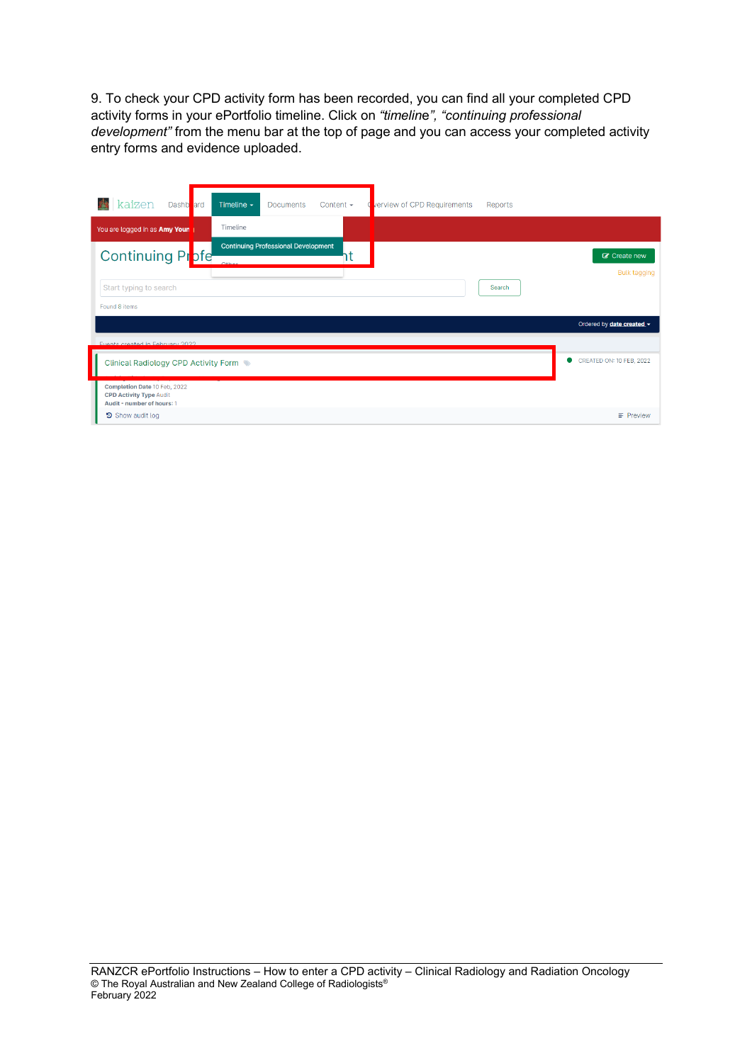9. To check your CPD activity form has been recorded, you can find all your completed CPD activity forms in your ePortfolio timeline. Click on *"timeline"*, *"continuing professional development"* from the menu bar at the top of page and you can access your completed activity entry forms and evidence uploaded.